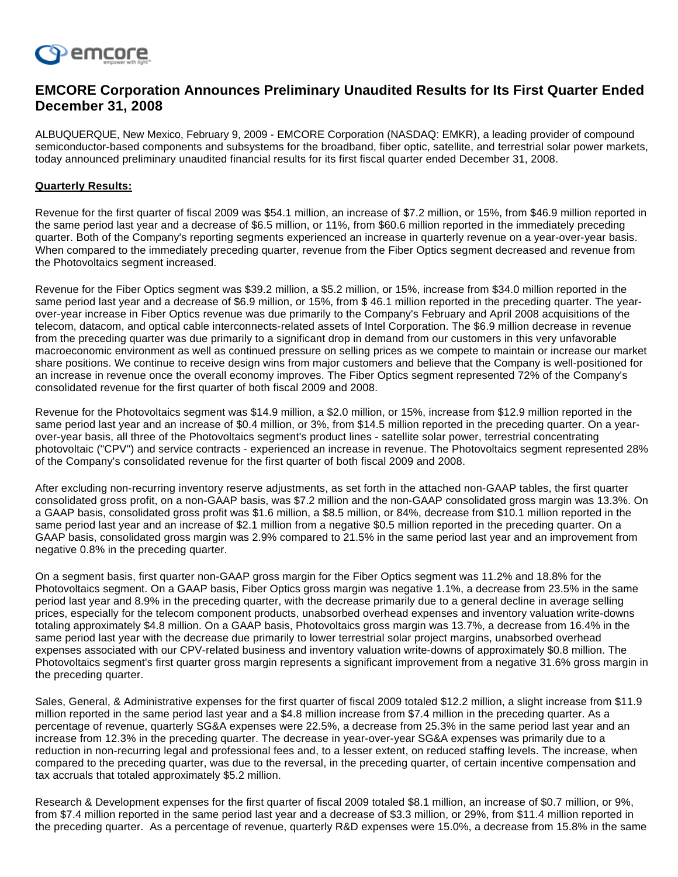# EMCORE Corporation Announces Preliminary Unaudited Results for Its First Quarter Ended December 31, 2008

ALBUQUERQUE, New Mexico, February 9, 2009 - EMCORE Corporation (NASDAQ: EMKR), a leading provider of compound semiconductor-based components and subsystems for the broadband, fiber optic, satellite, and terrestrial solar power markets, today announced preliminary unaudited financial results for its first fiscal quarter ended December 31, 2008.

**Quarterly Results:**

Revenue for the first quarter of fiscal 2009 was $54.1 million, an increase of $7.2 million, or 15%, from $46.9 million reported in the same period last year and a decrease of $6.5 million, or 11%, from $60.6 million reported in the immediately preceding quarter. Both of the Company's reporting segments experienced an increase in quarterly revenue on a year-over-year basis. When compared to the immediately preceding quarter, revenue from the Fiber Optics segment decreased and revenue from the Photovoltaics segment increased.

Revenue for the Fiber Optics segment was $39.2 million, a $5.2 million, or 15%, increase from $34.0 million reported in the same period last year and a decrease of $6.9 million, or 15%, from $ 46.1 million reported in the preceding quarter. The year-over-year increase in Fiber Optics revenue was due primarily to the Company's February and April 2008 acquisitions of the telecom, datacom, and optical cable interconnects-related assets of Intel Corporation. The $6.9 million decrease in revenue from the preceding quarter was due primarily to a significant drop in demand from our customers in this very unfavorable macroeconomic environment as well as continued pressure on selling prices as we compete to maintain or increase our market share positions. We continue to receive design wins from major customers and believe that the Company is well-positioned for an increase in revenue once the overall economy improves. The Fiber Optics segment represented 72% of the Company's consolidated revenue for the first quarter of both fiscal 2009 and 2008.

Revenue for the Photovoltaics segment was $14.9 million, a $2.0 million, or 15%, increase from $12.9 million reported in the same period last year and an increase of $0.4 million, or 3%, from $14.5 million reported in the preceding quarter. On a year-over-year basis, all three of the Photovoltaics segment's product lines - satellite solar power, terrestrial concentrating photovoltaic ("CPV") and service contracts - experienced an increase in revenue. The Photovoltaics segment represented 28% of the Company's consolidated revenue for the first quarter of both fiscal 2009 and 2008.

After excluding non-recurring inventory reserve adjustments, as set forth in the attached non-GAAP tables, the first quarter consolidated gross profit, on a non-GAAP basis, was $7.2 million and the non-GAAP consolidated gross margin was 13.3%. On a GAAP basis, consolidated gross profit was $1.6 million, a $8.5 million, or 84%, decrease from $10.1 million reported in the same period last year and an increase of $2.1 million from a negative $0.5 million reported in the preceding quarter. On a GAAP basis, consolidated gross margin was 2.9% compared to 21.5% in the same period last year and an improvement from negative 0.8% in the preceding quarter.

On a segment basis, first quarter non-GAAP gross margin for the Fiber Optics segment was 11.2% and 18.8% for the Photovoltaics segment. On a GAAP basis, Fiber Optics gross margin was negative 1.1%, a decrease from 23.5% in the same period last year and 8.9% in the preceding quarter, with the decrease primarily due to a general decline in average selling prices, especially for the telecom component products, unabsorbed overhead expenses and inventory valuation write-downs totaling approximately $4.8 million. On a GAAP basis, Photovoltaics gross margin was 13.7%, a decrease from 16.4% in the same period last year with the decrease due primarily to lower terrestrial solar project margins, unabsorbed overhead expenses associated with our CPV-related business and inventory valuation write-downs of approximately $0.8 million. The Photovoltaics segment's first quarter gross margin represents a significant improvement from a negative 31.6% gross margin in the preceding quarter.

Sales, General, & Administrative expenses for the first quarter of fiscal 2009 totaled $12.2 million, a slight increase from $11.9 million reported in the same period last year and a $4.8 million increase from $7.4 million in the preceding quarter. As a percentage of revenue, quarterly SG&A expenses were 22.5%, a decrease from 25.3% in the same period last year and an increase from 12.3% in the preceding quarter. The decrease in year-over-year SG&A expenses was primarily due to a reduction in non-recurring legal and professional fees and, to a lesser extent, on reduced staffing levels. The increase, when compared to the preceding quarter, was due to the reversal, in the preceding quarter, of certain incentive compensation and tax accruals that totaled approximately $5.2 million.

Research & Development expenses for the first quarter of fiscal 2009 totaled $8.1 million, an increase of $0.7 million, or 9%, from $7.4 million reported in the same period last year and a decrease of $3.3 million, or 29%, from $11.4 million reported in the preceding quarter. As a percentage of revenue, quarterly R&D expenses were 15.0%, a decrease from 15.8% in the same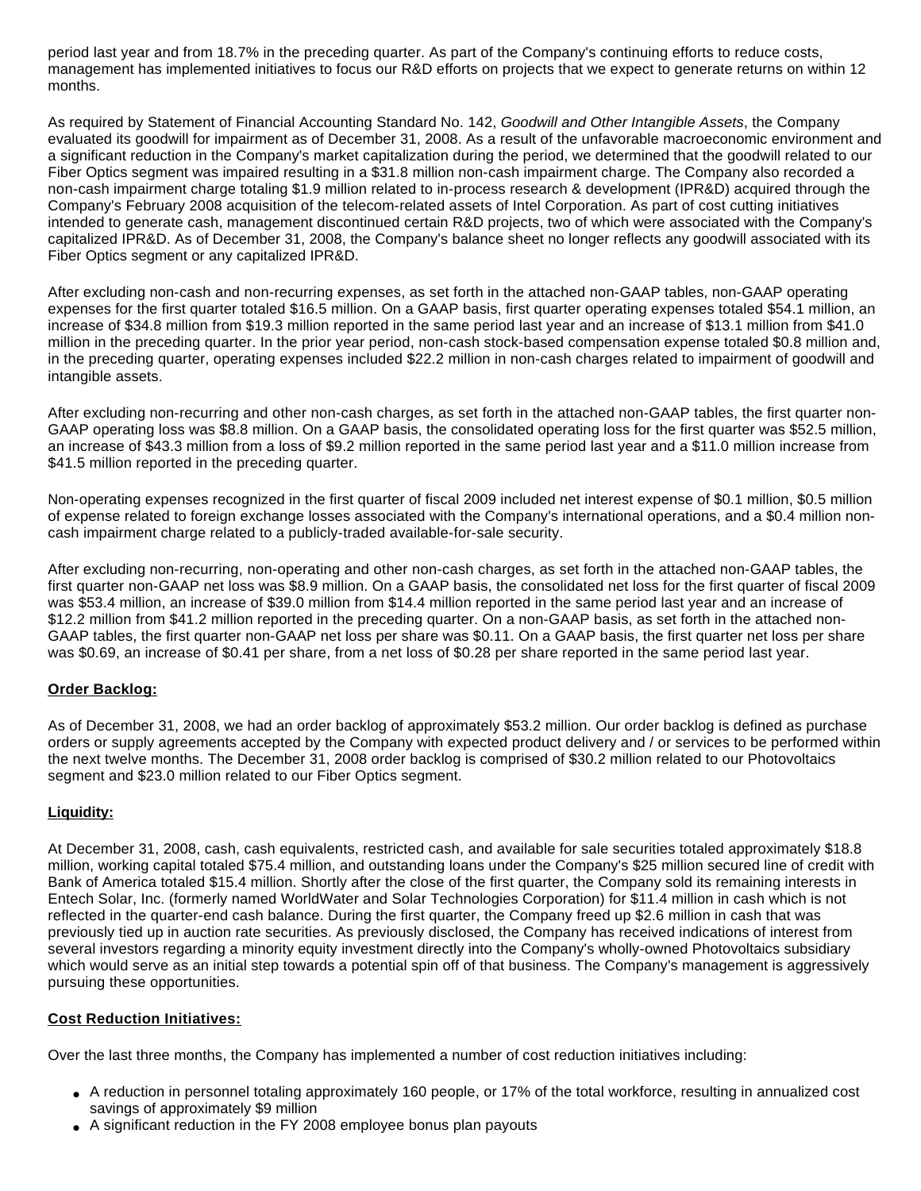period last year and from 18.7% in the preceding quarter. As part of the Company's continuing efforts to reduce costs, management has implemented initiatives to focus our R&D efforts on projects that we expect to generate returns on within 12 months.

As required by Statement of Financial Accounting Standard No. 142, *Goodwill and Other Intangible Assets*, the Company evaluated its goodwill for impairment as of December 31, 2008. As a result of the unfavorable macroeconomic environment and a significant reduction in the Company's market capitalization during the period, we determined that the goodwill related to our Fiber Optics segment was impaired resulting in a $31.8 million non-cash impairment charge. The Company also recorded a non-cash impairment charge totaling $1.9 million related to in-process research & development (IPR&D) acquired through the Company's February 2008 acquisition of the telecom-related assets of Intel Corporation. As part of cost cutting initiatives intended to generate cash, management discontinued certain R&D projects, two of which were associated with the Company's capitalized IPR&D. As of December 31, 2008, the Company's balance sheet no longer reflects any goodwill associated with its Fiber Optics segment or any capitalized IPR&D.

After excluding non-cash and non-recurring expenses, as set forth in the attached non-GAAP tables, non-GAAP operating expenses for the first quarter totaled $16.5 million. On a GAAP basis, first quarter operating expenses totaled $54.1 million, an increase of $34.8 million from $19.3 million reported in the same period last year and an increase of $13.1 million from $41.0 million in the preceding quarter. In the prior year period, non-cash stock-based compensation expense totaled $0.8 million and, in the preceding quarter, operating expenses included $22.2 million in non-cash charges related to impairment of goodwill and intangible assets.

After excluding non-recurring and other non-cash charges, as set forth in the attached non-GAAP tables, the first quarter non-GAAP operating loss was $8.8 million. On a GAAP basis, the consolidated operating loss for the first quarter was $52.5 million, an increase of $43.3 million from a loss of $9.2 million reported in the same period last year and a $11.0 million increase from $41.5 million reported in the preceding quarter.

Non-operating expenses recognized in the first quarter of fiscal 2009 included net interest expense of $0.1 million, $0.5 million of expense related to foreign exchange losses associated with the Company's international operations, and a $0.4 million non-cash impairment charge related to a publicly-traded available-for-sale security.

After excluding non-recurring, non-operating and other non-cash charges, as set forth in the attached non-GAAP tables, the first quarter non-GAAP net loss was $8.9 million. On a GAAP basis, the consolidated net loss for the first quarter of fiscal 2009 was $53.4 million, an increase of $39.0 million from $14.4 million reported in the same period last year and an increase of $12.2 million from $41.2 million reported in the preceding quarter. On a non-GAAP basis, as set forth in the attached non-GAAP tables, the first quarter non-GAAP net loss per share was $0.11. On a GAAP basis, the first quarter net loss per share was $0.69, an increase of $0.41 per share, from a net loss of $0.28 per share reported in the same period last year.

**Order Backlog:**

As of December 31, 2008, we had an order backlog of approximately $53.2 million. Our order backlog is defined as purchase orders or supply agreements accepted by the Company with expected product delivery and / or services to be performed within the next twelve months. The December 31, 2008 order backlog is comprised of $30.2 million related to our Photovoltaics segment and $23.0 million related to our Fiber Optics segment.

**Liquidity:**

At December 31, 2008, cash, cash equivalents, restricted cash, and available for sale securities totaled approximately $18.8 million, working capital totaled $75.4 million, and outstanding loans under the Company's $25 million secured line of credit with Bank of America totaled $15.4 million. Shortly after the close of the first quarter, the Company sold its remaining interests in Entech Solar, Inc. (formerly named WorldWater and Solar Technologies Corporation) for $11.4 million in cash which is not reflected in the quarter-end cash balance. During the first quarter, the Company freed up $2.6 million in cash that was previously tied up in auction rate securities. As previously disclosed, the Company has received indications of interest from several investors regarding a minority equity investment directly into the Company's wholly-owned Photovoltaics subsidiary which would serve as an initial step towards a potential spin off of that business. The Company's management is aggressively pursuing these opportunities.

**Cost Reduction Initiatives:**

Over the last three months, the Company has implemented a number of cost reduction initiatives including:

- A reduction in personnel totaling approximately 160 people, or 17% of the total workforce, resulting in annualized cost savings of approximately $9 million
- A significant reduction in the FY 2008 employee bonus plan payouts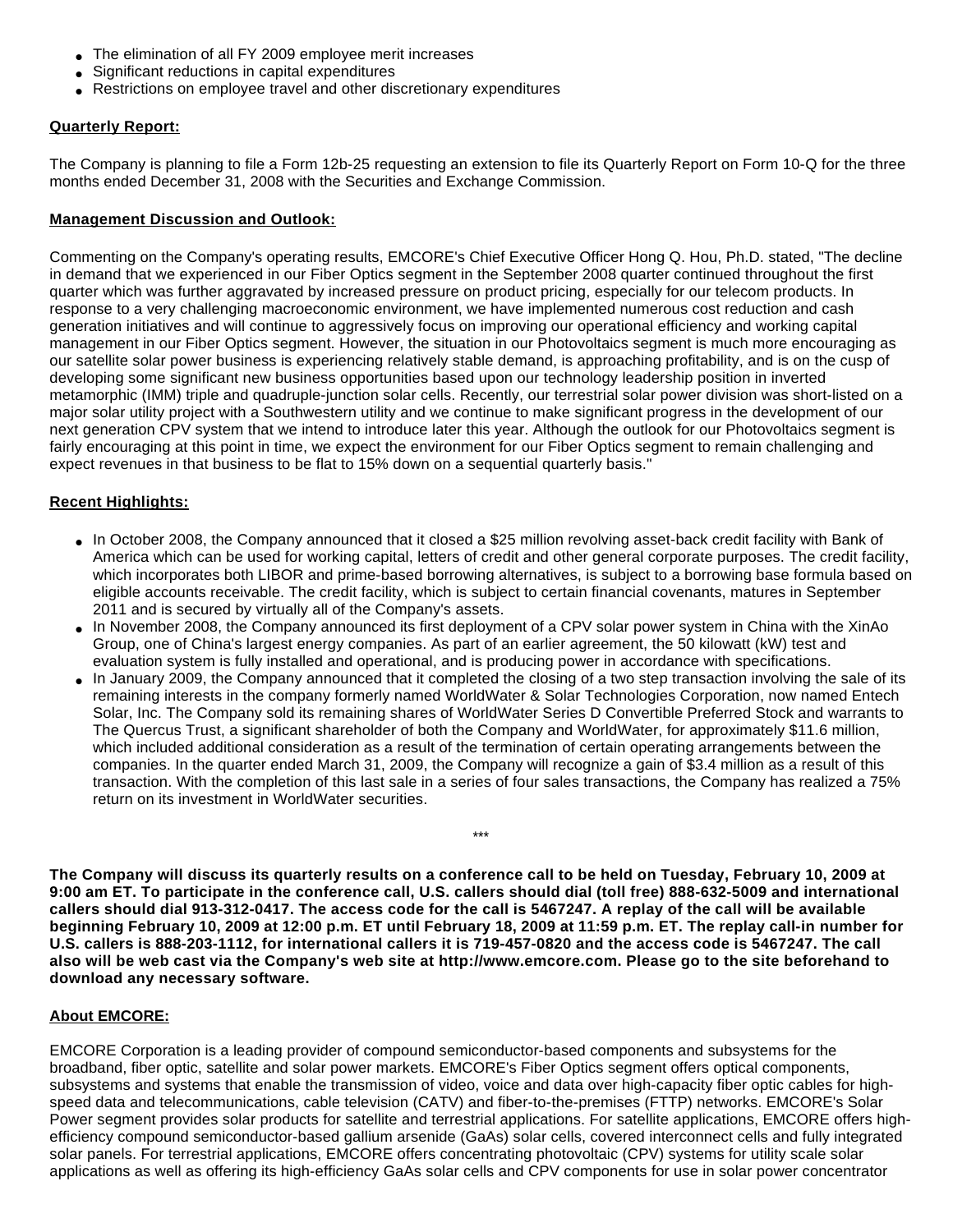- The elimination of all FY 2009 employee merit increases
- Significant reductions in capital expenditures
- Restrictions on employee travel and other discretionary expenditures

**Quarterly Report:**

The Company is planning to file a Form 12b-25 requesting an extension to file its Quarterly Report on Form 10-Q for the three months ended December 31, 2008 with the Securities and Exchange Commission.

**Management Discussion and Outlook:**

Commenting on the Company's operating results, EMCORE's Chief Executive Officer Hong Q. Hou, Ph.D. stated, "The decline in demand that we experienced in our Fiber Optics segment in the September 2008 quarter continued throughout the first quarter which was further aggravated by increased pressure on product pricing, especially for our telecom products. In response to a very challenging macroeconomic environment, we have implemented numerous cost reduction and cash generation initiatives and will continue to aggressively focus on improving our operational efficiency and working capital management in our Fiber Optics segment. However, the situation in our Photovoltaics segment is much more encouraging as our satellite solar power business is experiencing relatively stable demand, is approaching profitability, and is on the cusp of developing some significant new business opportunities based upon our technology leadership position in inverted metamorphic (IMM) triple and quadruple-junction solar cells. Recently, our terrestrial solar power division was short-listed on a major solar utility project with a Southwestern utility and we continue to make significant progress in the development of our next generation CPV system that we intend to introduce later this year. Although the outlook for our Photovoltaics segment is fairly encouraging at this point in time, we expect the environment for our Fiber Optics segment to remain challenging and expect revenues in that business to be flat to 15% down on a sequential quarterly basis."

**Recent Highlights:**

- In October 2008, the Company announced that it closed a $25 million revolving asset-back credit facility with Bank of America which can be used for working capital, letters of credit and other general corporate purposes. The credit facility, which incorporates both LIBOR and prime-based borrowing alternatives, is subject to a borrowing base formula based on eligible accounts receivable. The credit facility, which is subject to certain financial covenants, matures in September 2011 and is secured by virtually all of the Company's assets.
- In November 2008, the Company announced its first deployment of a CPV solar power system in China with the XinAo Group, one of China's largest energy companies. As part of an earlier agreement, the 50 kilowatt (kW) test and evaluation system is fully installed and operational, and is producing power in accordance with specifications.
- In January 2009, the Company announced that it completed the closing of a two step transaction involving the sale of its remaining interests in the company formerly named WorldWater & Solar Technologies Corporation, now named Entech Solar, Inc. The Company sold its remaining shares of WorldWater Series D Convertible Preferred Stock and warrants to The Quercus Trust, a significant shareholder of both the Company and WorldWater, for approximately $11.6 million, which included additional consideration as a result of the termination of certain operating arrangements between the companies. In the quarter ended March 31, 2009, the Company will recognize a gain of $3.4 million as a result of this transaction. With the completion of this last sale in a series of four sales transactions, the Company has realized a 75% return on its investment in WorldWater securities.

***

**The Company will discuss its quarterly results on a conference call to be held on Tuesday, February 10, 2009 at 9:00 am ET. To participate in the conference call, U.S. callers should dial (toll free) 888-632-5009 and international callers should dial 913-312-0417. The access code for the call is 5467247. A replay of the call will be available beginning February 10, 2009 at 12:00 p.m. ET until February 18, 2009 at 11:59 p.m. ET. The replay call-in number for U.S. callers is 888-203-1112, for international callers it is 719-457-0820 and the access code is 5467247. The call also will be web cast via the Company's web site at http://www.emcore.com. Please go to the site beforehand to download any necessary software.**

**About EMCORE:**

EMCORE Corporation is a leading provider of compound semiconductor-based components and subsystems for the broadband, fiber optic, satellite and solar power markets. EMCORE's Fiber Optics segment offers optical components, subsystems and systems that enable the transmission of video, voice and data over high-capacity fiber optic cables for high-speed data and telecommunications, cable television (CATV) and fiber-to-the-premises (FTTP) networks. EMCORE's Solar Power segment provides solar products for satellite and terrestrial applications. For satellite applications, EMCORE offers high-efficiency compound semiconductor-based gallium arsenide (GaAs) solar cells, covered interconnect cells and fully integrated solar panels. For terrestrial applications, EMCORE offers concentrating photovoltaic (CPV) systems for utility scale solar applications as well as offering its high-efficiency GaAs solar cells and CPV components for use in solar power concentrator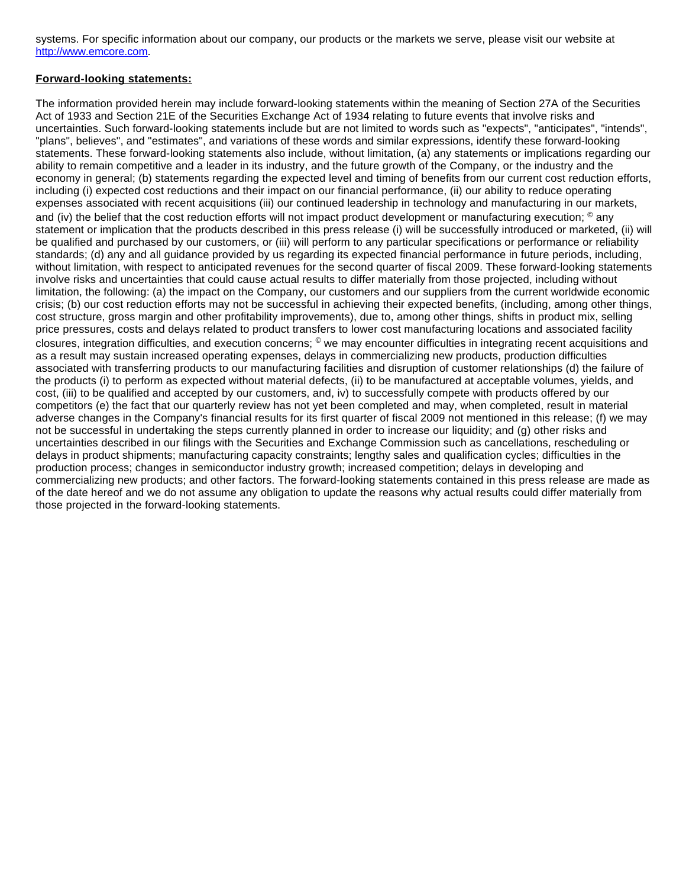systems. For specific information about our company, our products or the markets we serve, please visit our website at [http://www.emcore.com](http://www.emcore.com).

**Forward-looking statements:**

The information provided herein may include forward-looking statements within the meaning of Section 27A of the Securities Act of 1933 and Section 21E of the Securities Exchange Act of 1934 relating to future events that involve risks and uncertainties. Such forward-looking statements include but are not limited to words such as "expects", "anticipates", "intends", "plans", believes", and "estimates", and variations of these words and similar expressions, identify these forward-looking statements. These forward-looking statements also include, without limitation, (a) any statements or implications regarding our ability to remain competitive and a leader in its industry, and the future growth of the Company, or the industry and the economy in general; (b) statements regarding the expected level and timing of benefits from our current cost reduction efforts, including (i) expected cost reductions and their impact on our financial performance, (ii) our ability to reduce operating expenses associated with recent acquisitions (iii) our continued leadership in technology and manufacturing in our markets, and (iv) the belief that the cost reduction efforts will not impact product development or manufacturing execution; © any statement or implication that the products described in this press release (i) will be successfully introduced or marketed, (ii) will be qualified and purchased by our customers, or (iii) will perform to any particular specifications or performance or reliability standards; (d) any and all guidance provided by us regarding its expected financial performance in future periods, including, without limitation, with respect to anticipated revenues for the second quarter of fiscal 2009. These forward-looking statements involve risks and uncertainties that could cause actual results to differ materially from those projected, including without limitation, the following: (a) the impact on the Company, our customers and our suppliers from the current worldwide economic crisis; (b) our cost reduction efforts may not be successful in achieving their expected benefits, (including, among other things, cost structure, gross margin and other profitability improvements), due to, among other things, shifts in product mix, selling price pressures, costs and delays related to product transfers to lower cost manufacturing locations and associated facility closures, integration difficulties, and execution concerns; © we may encounter difficulties in integrating recent acquisitions and as a result may sustain increased operating expenses, delays in commercializing new products, production difficulties associated with transferring products to our manufacturing facilities and disruption of customer relationships (d) the failure of the products (i) to perform as expected without material defects, (ii) to be manufactured at acceptable volumes, yields, and cost, (iii) to be qualified and accepted by our customers, and, iv) to successfully compete with products offered by our competitors (e) the fact that our quarterly review has not yet been completed and may, when completed, result in material adverse changes in the Company's financial results for its first quarter of fiscal 2009 not mentioned in this release; (f) we may not be successful in undertaking the steps currently planned in order to increase our liquidity; and (g) other risks and uncertainties described in our filings with the Securities and Exchange Commission such as cancellations, rescheduling or delays in product shipments; manufacturing capacity constraints; lengthy sales and qualification cycles; difficulties in the production process; changes in semiconductor industry growth; increased competition; delays in developing and commercializing new products; and other factors. The forward-looking statements contained in this press release are made as of the date hereof and we do not assume any obligation to update the reasons why actual results could differ materially from those projected in the forward-looking statements.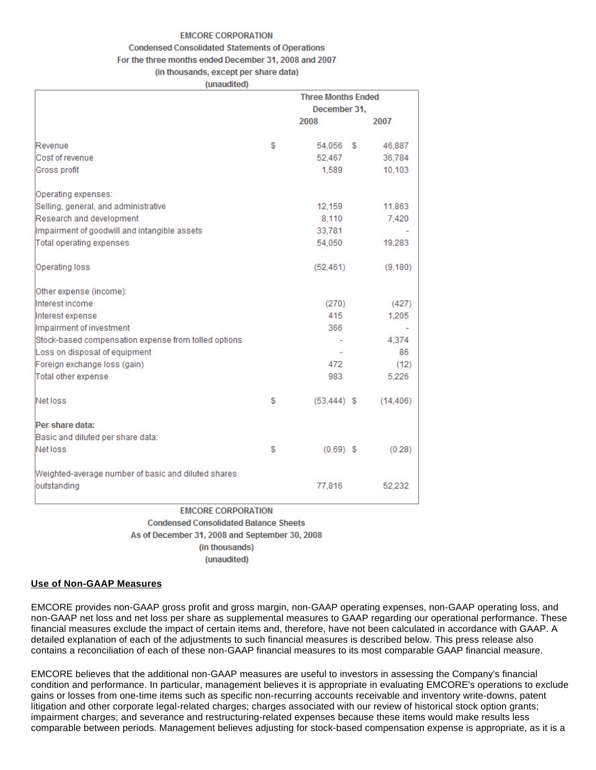**EMCORE CORPORATION**
**Condensed Consolidated Statements of Operations**
**For the three months ended December 31, 2008 and 2007**
**(in thousands, except per share data)**
**(unaudited)**

| | Three Months Ended December 31, | |
|---|---|---|
| | 2008 | 2007 |
| Revenue | $ 54,056 | $ 46,887 |
| Cost of revenue | 52,467 | 36,784 |
| Gross profit | 1,589 | 10,103 |
| | | |
| Operating expenses: | | |
| Selling, general, and administrative | 12,159 | 11,863 |
| Research and development | 8,110 | 7,420 |
| Impairment of goodwill and intangible assets | 33,781 | - |
| Total operating expenses | 54,050 | 19,283 |
| | | |
| Operating loss | (52,461) | (9,180) |
| | | |
| Other expense (income): | | |
| Interest income | (270) | (427) |
| Interest expense | 415 | 1,205 |
| Impairment of investment | 366 | - |
| Stock-based compensation expense from tolled options | - | 4,374 |
| Loss on disposal of equipment | - | 86 |
| Foreign exchange loss (gain) | 472 | (12) |
| Total other expense | 983 | 5,226 |
| | | |
| Net loss | $ (53,444) | $ (14,406) |
| | | |
| **Per share data:** | | |
| Basic and diluted per share data: | | |
| Net loss | $ (0.69) | $ (0.28) |
| | | |
| Weighted-average number of basic and diluted shares outstanding | 77,816 | 52,232 |

**EMCORE CORPORATION**
**Condensed Consolidated Balance Sheets**
**As of December 31, 2008 and September 30, 2008**
**(in thousands)**
**(unaudited)**

**Use of Non-GAAP Measures**

EMCORE provides non-GAAP gross profit and gross margin, non-GAAP operating expenses, non-GAAP operating loss, and non-GAAP net loss and net loss per share as supplemental measures to GAAP regarding our operational performance. These financial measures exclude the impact of certain items and, therefore, have not been calculated in accordance with GAAP. A detailed explanation of each of the adjustments to such financial measures is described below. This press release also contains a reconciliation of each of these non-GAAP financial measures to its most comparable GAAP financial measure.

EMCORE believes that the additional non-GAAP measures are useful to investors in assessing the Company's financial condition and performance. In particular, management believes it is appropriate in evaluating EMCORE's operations to exclude gains or losses from one-time items such as specific non-recurring accounts receivable and inventory write-downs, patent litigation and other corporate legal-related charges; charges associated with our review of historical stock option grants; impairment charges; and severance and restructuring-related expenses because these items would make results less comparable between periods. Management believes adjusting for stock-based compensation expense is appropriate, as it is a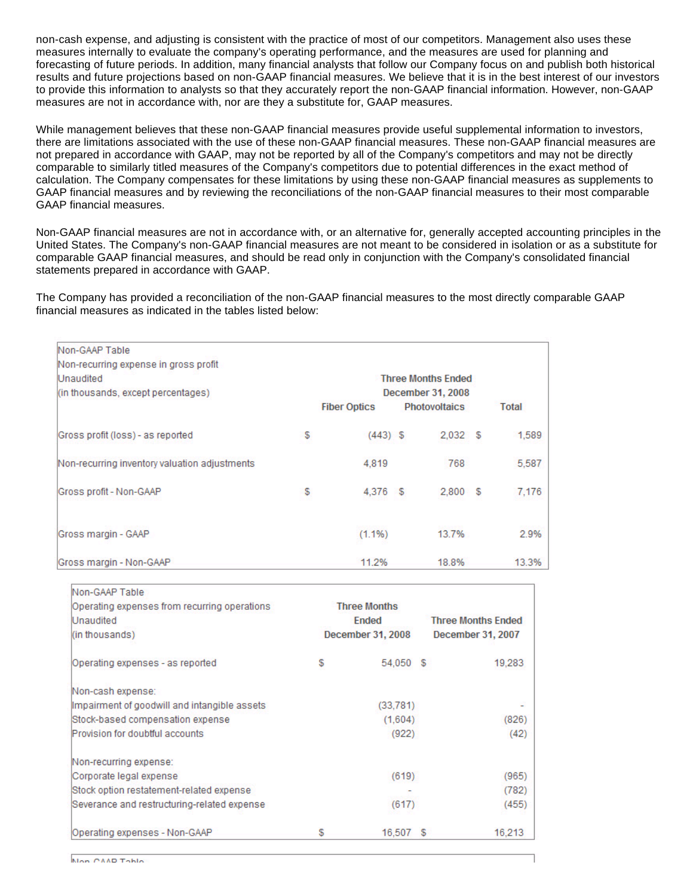non-cash expense, and adjusting is consistent with the practice of most of our competitors. Management also uses these measures internally to evaluate the company's operating performance, and the measures are used for planning and forecasting of future periods. In addition, many financial analysts that follow our Company focus on and publish both historical results and future projections based on non-GAAP financial measures. We believe that it is in the best interest of our investors to provide this information to analysts so that they accurately report the non-GAAP financial information. However, non-GAAP measures are not in accordance with, nor are they a substitute for, GAAP measures.

While management believes that these non-GAAP financial measures provide useful supplemental information to investors, there are limitations associated with the use of these non-GAAP financial measures. These non-GAAP financial measures are not prepared in accordance with GAAP, may not be reported by all of the Company's competitors and may not be directly comparable to similarly titled measures of the Company's competitors due to potential differences in the exact method of calculation. The Company compensates for these limitations by using these non-GAAP financial measures as supplements to GAAP financial measures and by reviewing the reconciliations of the non-GAAP financial measures to their most comparable GAAP financial measures.

Non-GAAP financial measures are not in accordance with, or an alternative for, generally accepted accounting principles in the United States. The Company's non-GAAP financial measures are not meant to be considered in isolation or as a substitute for comparable GAAP financial measures, and should be read only in conjunction with the Company's consolidated financial statements prepared in accordance with GAAP.

The Company has provided a reconciliation of the non-GAAP financial measures to the most directly comparable GAAP financial measures as indicated in the tables listed below:

| Non-GAAP Table<br>Non-recurring expense in gross profit<br>Unaudited<br>(in thousands, except percentages) | Three Months Ended December 31, 2008 | | |
|---|---|---|---|
| | Fiber Optics | Photovoltaics | Total |
| Gross profit (loss) - as reported | $ (443) | $ 2,032 | $ 1,589 |
| Non-recurring inventory valuation adjustments | 4,819 | 768 | 5,587 |
| Gross profit - Non-GAAP | $ 4,376 | $ 2,800 | $ 7,176 |
| Gross margin - GAAP | (1.1%) | 13.7% | 2.9% |
| Gross margin - Non-GAAP | 11.2% | 18.8% | 13.3% |

| Non-GAAP Table<br>Operating expenses from recurring operations<br>Unaudited<br>(in thousands) | Three Months Ended December 31, 2008 | Three Months Ended December 31, 2007 |
|---|---|---|
| Operating expenses - as reported | $ 54,050 | $ 19,283 |
| Non-cash expense: | | |
| Impairment of goodwill and intangible assets | (33,781) | - |
| Stock-based compensation expense | (1,604) | (826) |
| Provision for doubtful accounts | (922) | (42) |
| Non-recurring expense: | | |
| Corporate legal expense | (619) | (965) |
| Stock option restatement-related expense | - | (782) |
| Severance and restructuring-related expense | (617) | (455) |
| Operating expenses - Non-GAAP | $ 16,507 | $ 16,213 |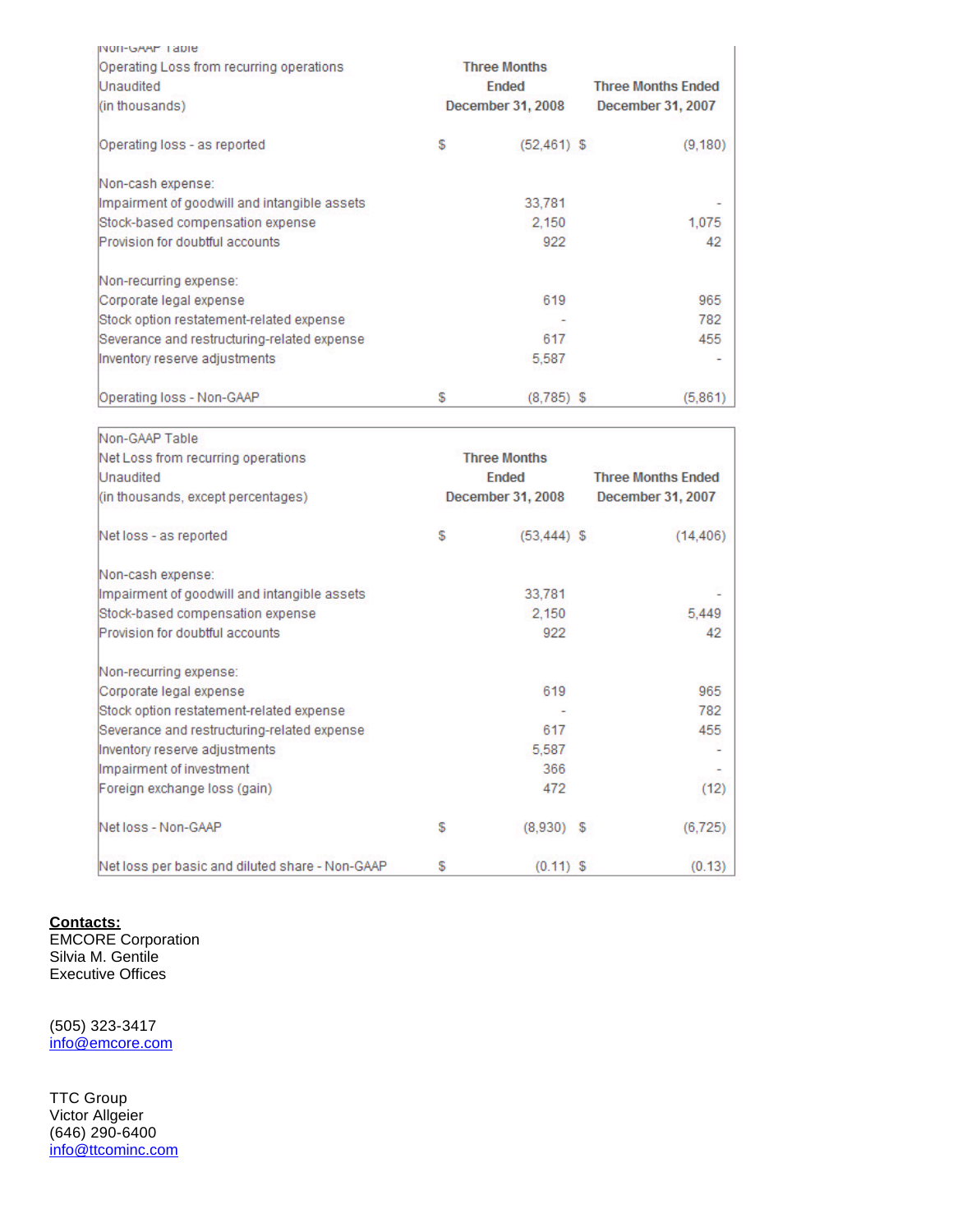| Non-GAAP Table<br>Operating Loss from recurring operations<br>Unaudited<br>(in thousands) | Three Months Ended December 31, 2008 | Three Months Ended December 31, 2007 |
|---|---|---|
| Operating loss - as reported | $ (52,461) | $ (9,180) |
| Non-cash expense: | | |
| Impairment of goodwill and intangible assets | 33,781 | - |
| Stock-based compensation expense | 2,150 | 1,075 |
| Provision for doubtful accounts | 922 | 42 |
| Non-recurring expense: | | |
| Corporate legal expense | 619 | 965 |
| Stock option restatement-related expense | - | 782 |
| Severance and restructuring-related expense | 617 | 455 |
| Inventory reserve adjustments | 5,587 | - |
| Operating loss - Non-GAAP | $ (8,785) | $ (5,861) |

| Non-GAAP Table<br>Net Loss from recurring operations<br>Unaudited<br>(in thousands, except percentages) | Three Months Ended December 31, 2008 | Three Months Ended December 31, 2007 |
|---|---|---|
| Net loss - as reported | $ (53,444) | $ (14,406) |
| Non-cash expense: | | |
| Impairment of goodwill and intangible assets | 33,781 | - |
| Stock-based compensation expense | 2,150 | 5,449 |
| Provision for doubtful accounts | 922 | 42 |
| Non-recurring expense: | | |
| Corporate legal expense | 619 | 965 |
| Stock option restatement-related expense | - | 782 |
| Severance and restructuring-related expense | 617 | 455 |
| Inventory reserve adjustments | 5,587 | - |
| Impairment of investment | 366 | - |
| Foreign exchange loss (gain) | 472 | (12) |
| Net loss - Non-GAAP | $ (8,930) | $ (6,725) |
| Net loss per basic and diluted share - Non-GAAP | $ (0.11) | $ (0.13) |

**Contacts:**
EMCORE Corporation
Silvia M. Gentile
Executive Offices

(505) 323-3417
info@emcore.com

TTC Group
Victor Allgeier
(646) 290-6400
info@ttcominc.com